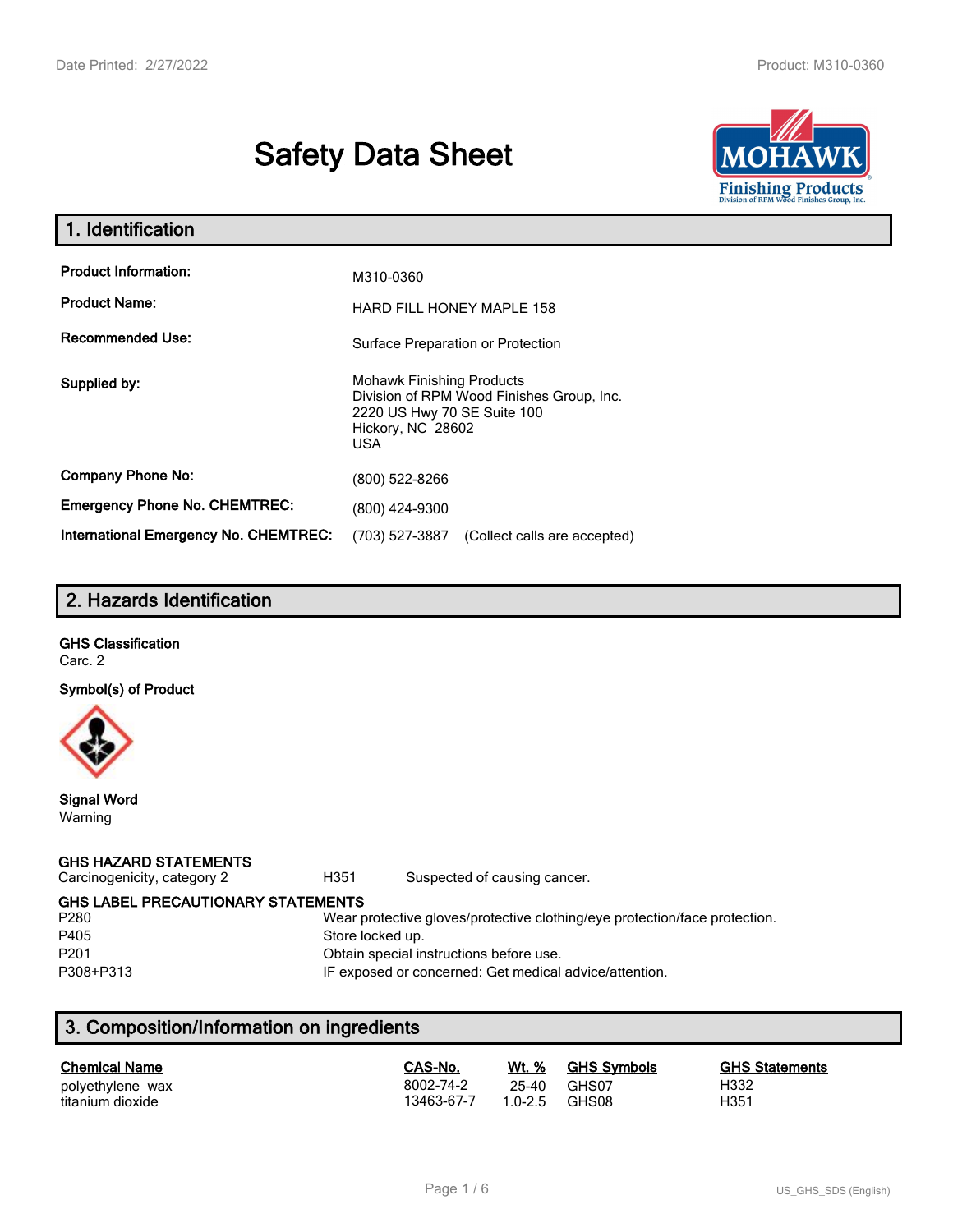# Safety Data Sheet

## 1. Identification

| | |
|---|---|
| **Product Information:** | M310-0360 |
| **Product Name:** | HARD FILL HONEY MAPLE 158 |
| **Recommended Use:** | Surface Preparation or Protection |
| **Supplied by:** | Mohawk Finishing Products<br>Division of RPM Wood Finishes Group, Inc.<br>2220 US Hwy 70 SE Suite 100<br>Hickory, NC 28602<br>USA |
| **Company Phone No:** | (800) 522-8266 |
| **Emergency Phone No. CHEMTREC:** | (800) 424-9300 |
| **International Emergency No. CHEMTREC:** | (703) 527-3887 (Collect calls are accepted) |

## 2. Hazards Identification

**GHS Classification**
Carc. 2

**Symbol(s) of Product**

**Signal Word**
Warning

**GHS HAZARD STATEMENTS**

| | | |
|---|---|---|
| Carcinogenicity, category 2 | H351 | Suspected of causing cancer. |

**GHS LABEL PRECAUTIONARY STATEMENTS**

| | |
|---|---|
| P280 | Wear protective gloves/protective clothing/eye protection/face protection. |
| P405 | Store locked up. |
| P201 | Obtain special instructions before use. |
| P308+P313 | IF exposed or concerned: Get medical advice/attention. |

## 3. Composition/Information on ingredients

| Chemical Name | CAS-No. | Wt. % | GHS Symbols | GHS Statements |
|---|---|---|---|---|
| polyethylene wax | 8002-74-2 | 25-40 | GHS07 | H332 |
| titanium dioxide | 13463-67-7 | 1.0-2.5 | GHS08 | H351 |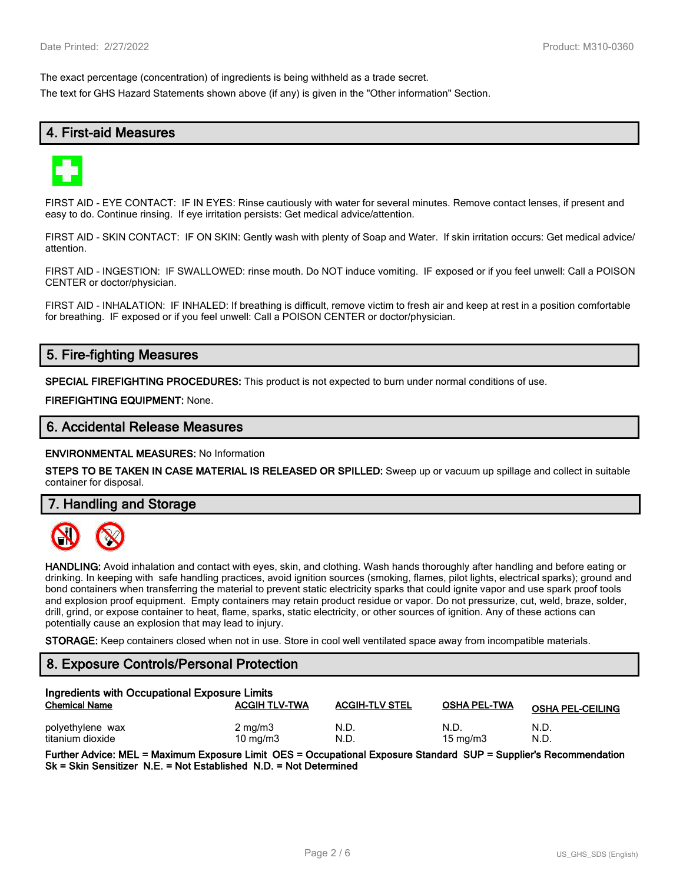The exact percentage (concentration) of ingredients is being withheld as a trade secret.

The text for GHS Hazard Statements shown above (if any) is given in the "Other information" Section.

## 4. First-aid Measures

FIRST AID - EYE CONTACT: IF IN EYES: Rinse cautiously with water for several minutes. Remove contact lenses, if present and easy to do. Continue rinsing. If eye irritation persists: Get medical advice/attention.

FIRST AID - SKIN CONTACT: IF ON SKIN: Gently wash with plenty of Soap and Water. If skin irritation occurs: Get medical advice/ attention.

FIRST AID - INGESTION: IF SWALLOWED: rinse mouth. Do NOT induce vomiting. IF exposed or if you feel unwell: Call a POISON CENTER or doctor/physician.

FIRST AID - INHALATION: IF INHALED: If breathing is difficult, remove victim to fresh air and keep at rest in a position comfortable for breathing. IF exposed or if you feel unwell: Call a POISON CENTER or doctor/physician.

## 5. Fire-fighting Measures

**SPECIAL FIREFIGHTING PROCEDURES:** This product is not expected to burn under normal conditions of use.

**FIREFIGHTING EQUIPMENT:** None.

## 6. Accidental Release Measures

**ENVIRONMENTAL MEASURES:** No Information

**STEPS TO BE TAKEN IN CASE MATERIAL IS RELEASED OR SPILLED:** Sweep up or vacuum up spillage and collect in suitable container for disposal.

## 7. Handling and Storage

**HANDLING:** Avoid inhalation and contact with eyes, skin, and clothing. Wash hands thoroughly after handling and before eating or drinking. In keeping with safe handling practices, avoid ignition sources (smoking, flames, pilot lights, electrical sparks); ground and bond containers when transferring the material to prevent static electricity sparks that could ignite vapor and use spark proof tools and explosion proof equipment. Empty containers may retain product residue or vapor. Do not pressurize, cut, weld, braze, solder, drill, grind, or expose container to heat, flame, sparks, static electricity, or other sources of ignition. Any of these actions can potentially cause an explosion that may lead to injury.

**STORAGE:** Keep containers closed when not in use. Store in cool well ventilated space away from incompatible materials.

## 8. Exposure Controls/Personal Protection

**Ingredients with Occupational Exposure Limits**

| Chemical Name | ACGIH TLV-TWA | ACGIH-TLV STEL | OSHA PEL-TWA | OSHA PEL-CEILING |
|---|---|---|---|---|
| polyethylene wax | 2 mg/m3 | N.D. | N.D. | N.D. |
| titanium dioxide | 10 mg/m3 | N.D. | 15 mg/m3 | N.D. |

**Further Advice: MEL = Maximum Exposure Limit OES = Occupational Exposure Standard SUP = Supplier's Recommendation Sk = Skin Sensitizer N.E. = Not Established N.D. = Not Determined**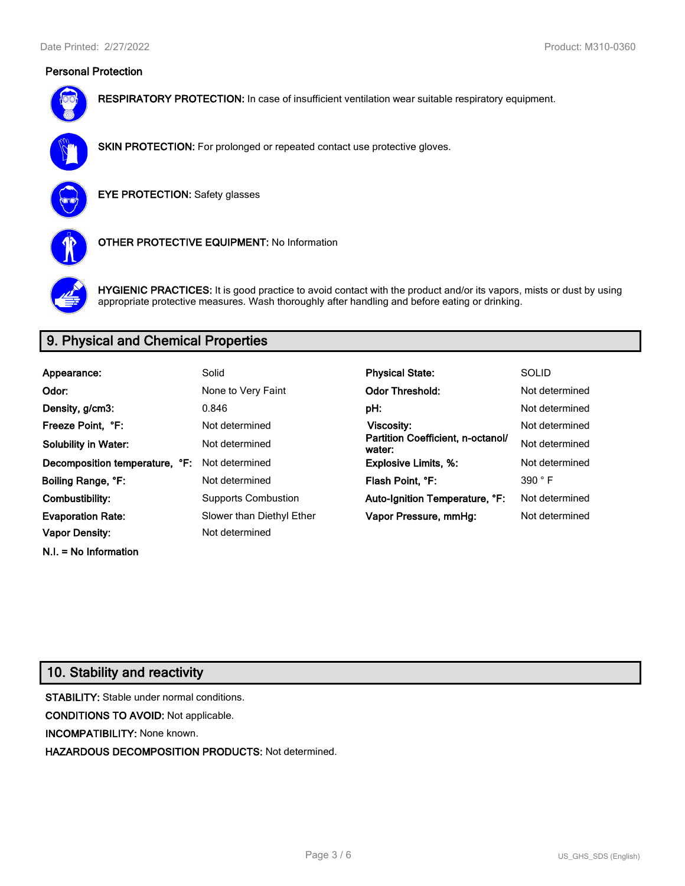### Personal Protection

**RESPIRATORY PROTECTION:** In case of insufficient ventilation wear suitable respiratory equipment.

**SKIN PROTECTION:** For prolonged or repeated contact use protective gloves.

**EYE PROTECTION:** Safety glasses

**OTHER PROTECTIVE EQUIPMENT:** No Information

**HYGIENIC PRACTICES:** It is good practice to avoid contact with the product and/or its vapors, mists or dust by using appropriate protective measures. Wash thoroughly after handling and before eating or drinking.

## 9. Physical and Chemical Properties

| | | | |
|---|---|---|---|
| **Appearance:** | Solid | **Physical State:** | SOLID |
| **Odor:** | None to Very Faint | **Odor Threshold:** | Not determined |
| **Density, g/cm3:** | 0.846 | **pH:** | Not determined |
| **Freeze Point, °F:** | Not determined | **Viscosity:** | Not determined |
| **Solubility in Water:** | Not determined | **Partition Coefficient, n-octanol/ water:** | Not determined |
| **Decomposition temperature, °F:** | Not determined | **Explosive Limits, %:** | Not determined |
| **Boiling Range, °F:** | Not determined | **Flash Point, °F:** | 390 ° F |
| **Combustibility:** | Supports Combustion | **Auto-Ignition Temperature, °F:** | Not determined |
| **Evaporation Rate:** | Slower than Diethyl Ether | **Vapor Pressure, mmHg:** | Not determined |
| **Vapor Density:** | Not determined | | |

**N.I. = No Information**

## 10. Stability and reactivity

**STABILITY:** Stable under normal conditions.

**CONDITIONS TO AVOID:** Not applicable.

**INCOMPATIBILITY:** None known.

**HAZARDOUS DECOMPOSITION PRODUCTS:** Not determined.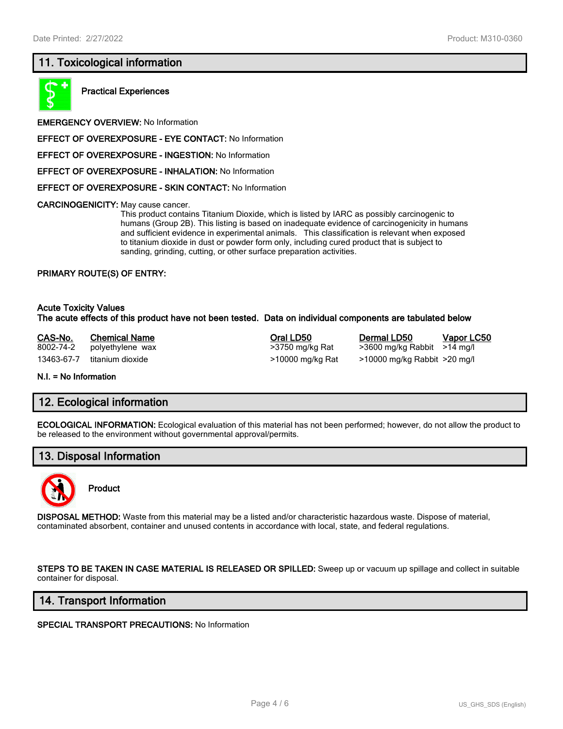## 11. Toxicological information

**Practical Experiences**

**EMERGENCY OVERVIEW:** No Information

**EFFECT OF OVEREXPOSURE - EYE CONTACT:** No Information

**EFFECT OF OVEREXPOSURE - INGESTION:** No Information

**EFFECT OF OVEREXPOSURE - INHALATION:** No Information

**EFFECT OF OVEREXPOSURE - SKIN CONTACT:** No Information

**CARCINOGENICITY:** May cause cancer.
This product contains Titanium Dioxide, which is listed by IARC as possibly carcinogenic to humans (Group 2B). This listing is based on inadequate evidence of carcinogenicity in humans and sufficient evidence in experimental animals. This classification is relevant when exposed to titanium dioxide in dust or powder form only, including cured product that is subject to sanding, grinding, cutting, or other surface preparation activities.

**PRIMARY ROUTE(S) OF ENTRY:**

**Acute Toxicity Values**
**The acute effects of this product have not been tested. Data on individual components are tabulated below**

| CAS-No. | Chemical Name | Oral LD50 | Dermal LD50 | Vapor LC50 |
|---|---|---|---|---|
| 8002-74-2 | polyethylene wax | >3750 mg/kg Rat | >3600 mg/kg Rabbit | >14 mg/l |
| 13463-67-7 | titanium dioxide | >10000 mg/kg Rat | >10000 mg/kg Rabbit | >20 mg/l |

**N.I. = No Information**

## 12. Ecological information

**ECOLOGICAL INFORMATION:** Ecological evaluation of this material has not been performed; however, do not allow the product to be released to the environment without governmental approval/permits.

## 13. Disposal Information

**Product**

**DISPOSAL METHOD:** Waste from this material may be a listed and/or characteristic hazardous waste. Dispose of material, contaminated absorbent, container and unused contents in accordance with local, state, and federal regulations.

**STEPS TO BE TAKEN IN CASE MATERIAL IS RELEASED OR SPILLED:** Sweep up or vacuum up spillage and collect in suitable container for disposal.

## 14. Transport Information

**SPECIAL TRANSPORT PRECAUTIONS:** No Information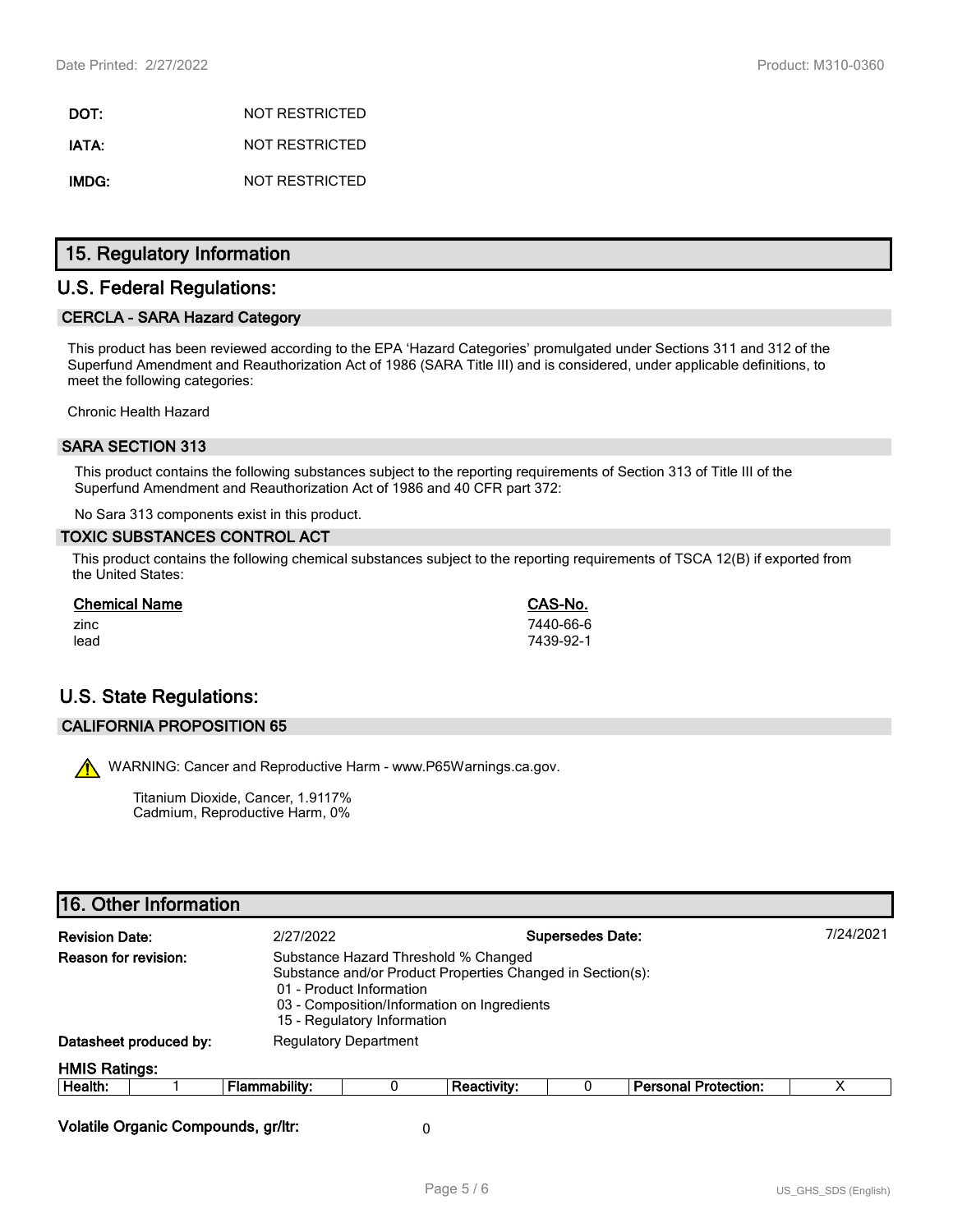| | |
|---|---|
| **DOT:** | NOT RESTRICTED |
| **IATA:** | NOT RESTRICTED |
| **IMDG:** | NOT RESTRICTED |

## 15. Regulatory Information

## U.S. Federal Regulations:

### CERCLA - SARA Hazard Category

This product has been reviewed according to the EPA 'Hazard Categories' promulgated under Sections 311 and 312 of the Superfund Amendment and Reauthorization Act of 1986 (SARA Title III) and is considered, under applicable definitions, to meet the following categories:

Chronic Health Hazard

### SARA SECTION 313

This product contains the following substances subject to the reporting requirements of Section 313 of Title III of the Superfund Amendment and Reauthorization Act of 1986 and 40 CFR part 372:

No Sara 313 components exist in this product.

### TOXIC SUBSTANCES CONTROL ACT

This product contains the following chemical substances subject to the reporting requirements of TSCA 12(B) if exported from the United States:

| Chemical Name | CAS-No. |
|---|---|
| zinc | 7440-66-6 |
| lead | 7439-92-1 |

## U.S. State Regulations:

### CALIFORNIA PROPOSITION 65

⚠ WARNING: Cancer and Reproductive Harm - www.P65Warnings.ca.gov.

Titanium Dioxide, Cancer, 1.9117%
Cadmium, Reproductive Harm, 0%

## 16. Other Information

**Revision Date:** 2/27/2022 **Supersedes Date:** 7/24/2021

**Reason for revision:** Substance Hazard Threshold % Changed
Substance and/or Product Properties Changed in Section(s):
01 - Product Information
03 - Composition/Information on Ingredients
15 - Regulatory Information

**Datasheet produced by:** Regulatory Department

**HMIS Ratings:**

| Health: | 1 | Flammability: | 0 | Reactivity: | 0 | Personal Protection: | X |
|---|---|---|---|---|---|---|---|

**Volatile Organic Compounds, gr/ltr:** 0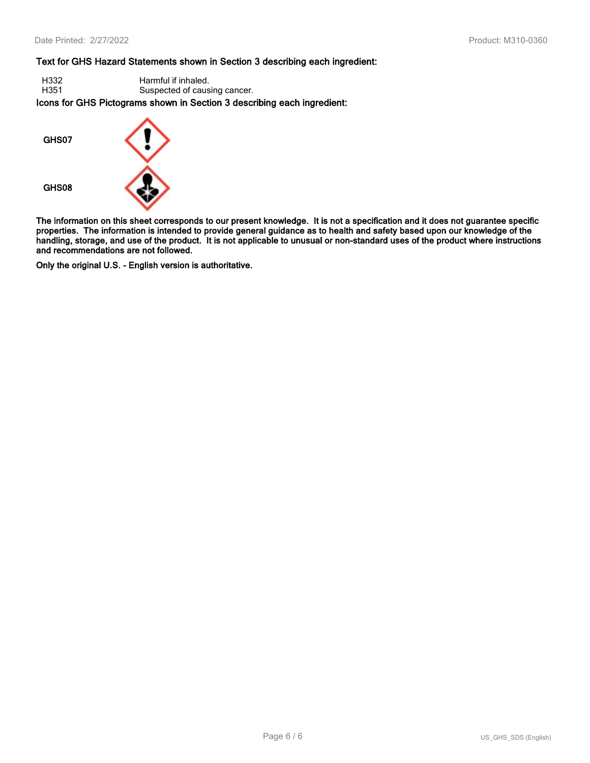**Text for GHS Hazard Statements shown in Section 3 describing each ingredient:**

| | |
|---|---|
| H332 | Harmful if inhaled. |
| H351 | Suspected of causing cancer. |

**Icons for GHS Pictograms shown in Section 3 describing each ingredient:**

**GHS07**

**GHS08**

**The information on this sheet corresponds to our present knowledge. It is not a specification and it does not guarantee specific properties. The information is intended to provide general guidance as to health and safety based upon our knowledge of the handling, storage, and use of the product. It is not applicable to unusual or non-standard uses of the product where instructions and recommendations are not followed.**

**Only the original U.S. - English version is authoritative.**